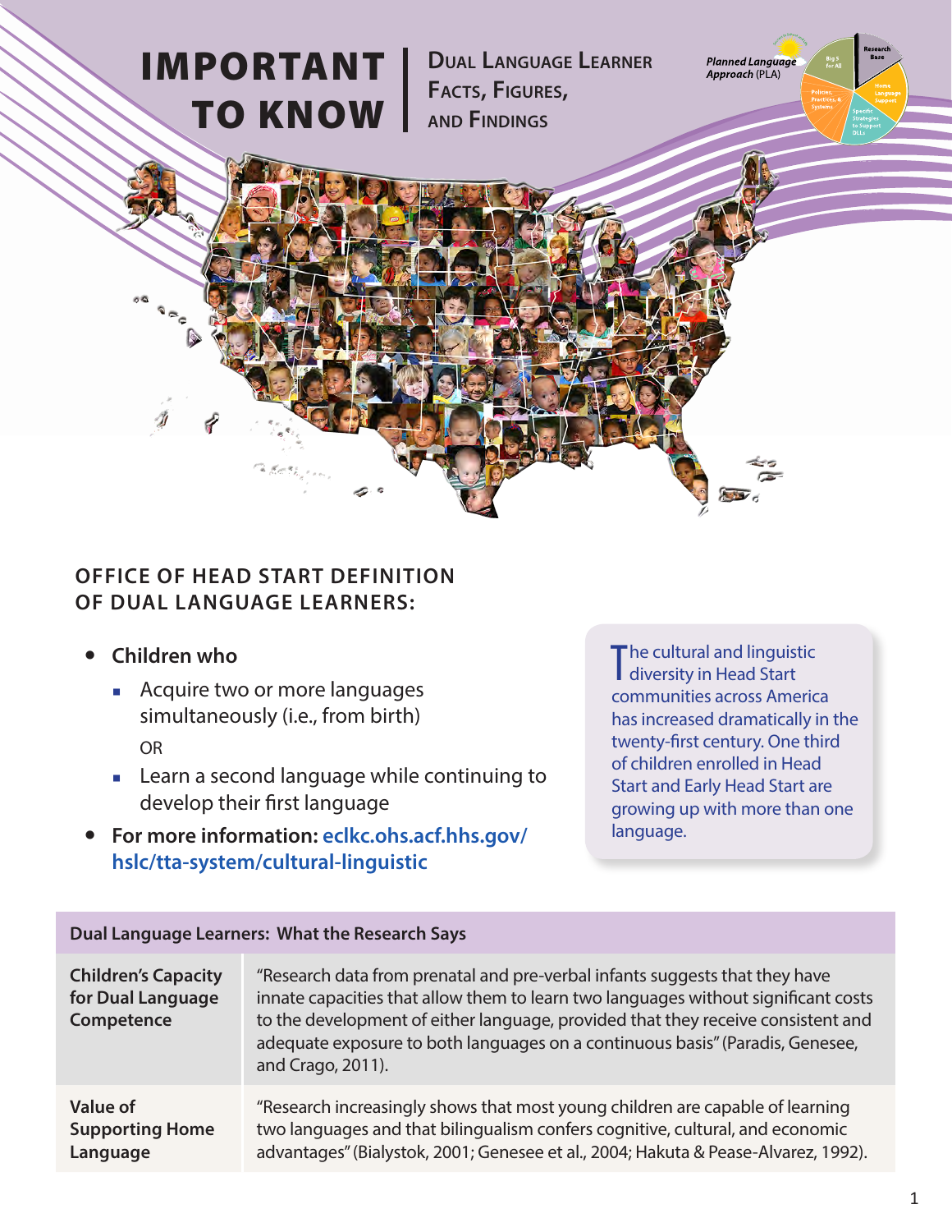# IMPORTANT TO KNOW

## Dual Language Learner Facts, Figures, and Findings

*Planned Language Approach* (PLA)

### OFFICE OF HEAD START DEFINITION OF DUAL LANGUAGE LEARNERS:

- **Children who**
  - Acquire two or more languages simultaneously (i.e., from birth)
  
    OR
  - Learn a second language while continuing to develop their first language
- **For more information:** eclkc.ohs.acf.hhs.gov/hslc/tta-system/cultural-linguistic

The cultural and linguistic diversity in Head Start communities across America has increased dramatically in the twenty-first century. One third of children enrolled in Head Start and Early Head Start are growing up with more than one language.

| Dual Language Learners: What the Research Says | |
|---|---|
| **Children's Capacity for Dual Language Competence** | "Research data from prenatal and pre-verbal infants suggests that they have innate capacities that allow them to learn two languages without significant costs to the development of either language, provided that they receive consistent and adequate exposure to both languages on a continuous basis" (Paradis, Genesee, and Crago, 2011). |
| **Value of Supporting Home Language** | "Research increasingly shows that most young children are capable of learning two languages and that bilingualism confers cognitive, cultural, and economic advantages" (Bialystok, 2001; Genesee et al., 2004; Hakuta & Pease-Alvarez, 1992). |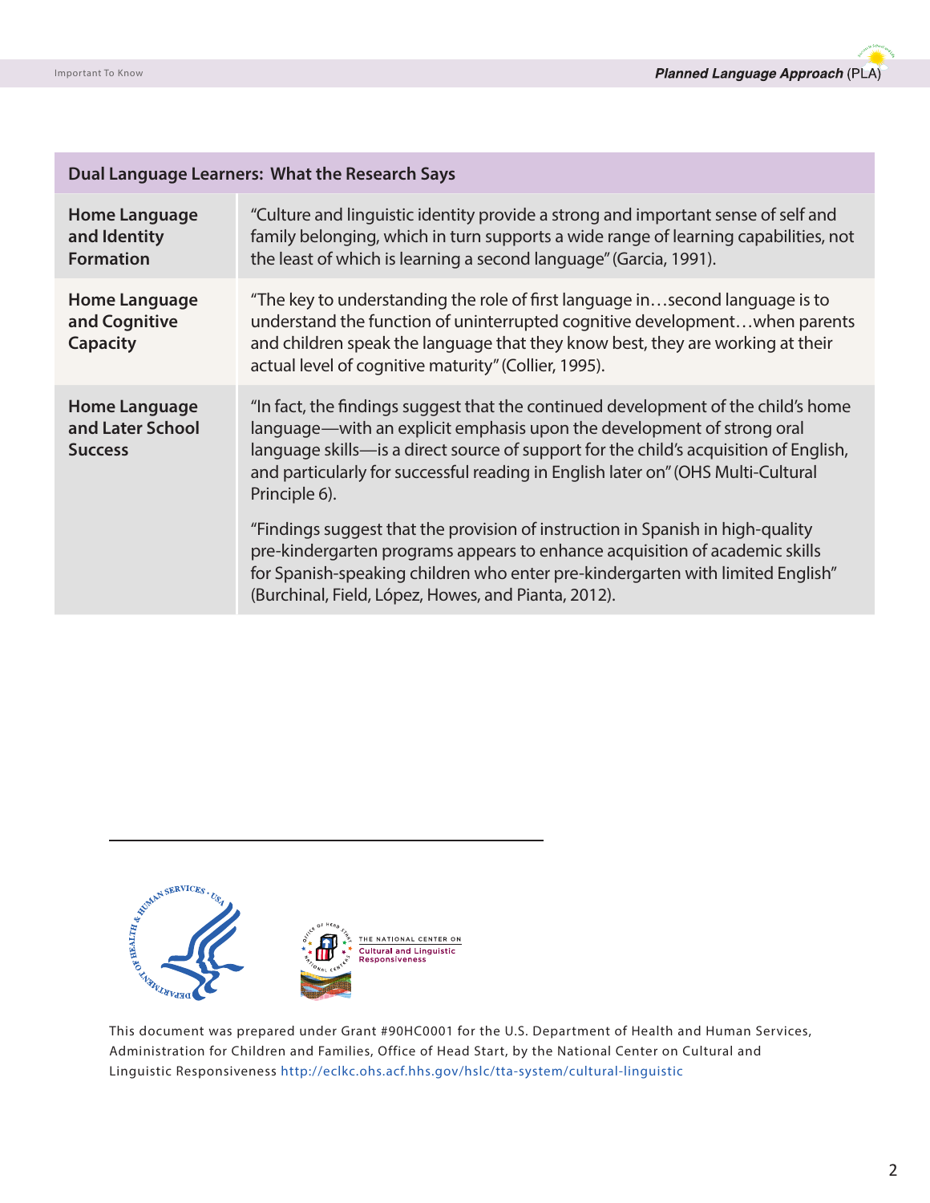| Dual Language Learners: What the Research Says | |
|---|---|
| **Home Language and Identity Formation** | "Culture and linguistic identity provide a strong and important sense of self and family belonging, which in turn supports a wide range of learning capabilities, not the least of which is learning a second language" (Garcia, 1991). |
| **Home Language and Cognitive Capacity** | "The key to understanding the role of first language in…second language is to understand the function of uninterrupted cognitive development…when parents and children speak the language that they know best, they are working at their actual level of cognitive maturity" (Collier, 1995). |
| **Home Language and Later School Success** | "In fact, the findings suggest that the continued development of the child's home language—with an explicit emphasis upon the development of strong oral language skills—is a direct source of support for the child's acquisition of English, and particularly for successful reading in English later on" (OHS Multi-Cultural Principle 6).<br><br>"Findings suggest that the provision of instruction in Spanish in high-quality pre-kindergarten programs appears to enhance acquisition of academic skills for Spanish-speaking children who enter pre-kindergarten with limited English" (Burchinal, Field, López, Howes, and Pianta, 2012). |

This document was prepared under Grant #90HC0001 for the U.S. Department of Health and Human Services, Administration for Children and Families, Office of Head Start, by the National Center on Cultural and Linguistic Responsiveness http://eclkc.ohs.acf.hhs.gov/hslc/tta-system/cultural-linguistic